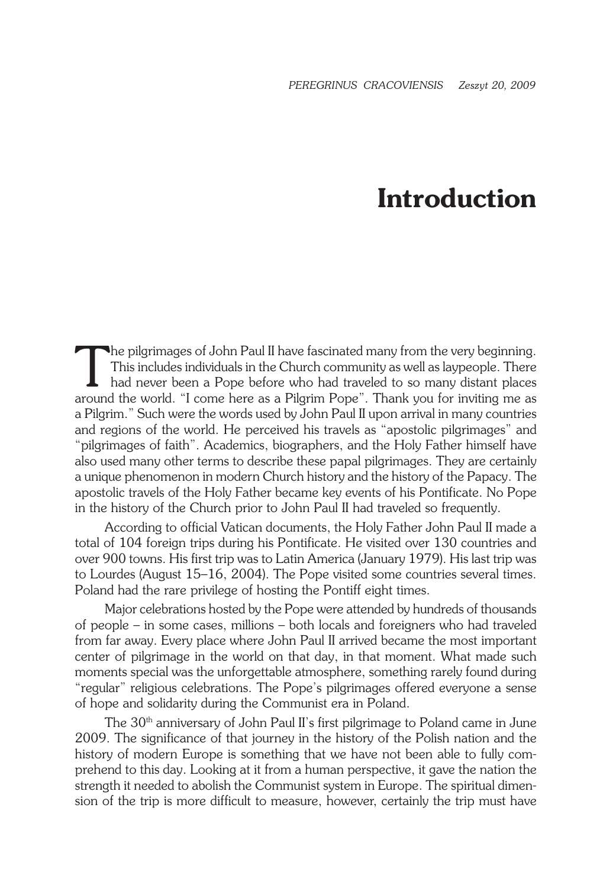# Introduction

The pilgrimages of John Paul II have fascinated many from the very beginning. This includes individuals in the Church community as well as laypeople. There had never been a Pope before who had traveled to so many distant places around the world. "I come here as a Pilgrim Pope". Thank you for inviting me as a Pilgrim." Such were the words used by John Paul II upon arrival in many countries and regions of the world. He perceived his travels as "apostolic pilgrimages" and "pilgrimages of faith". Academics, biographers, and the Holy Father himself have also used many other terms to describe these papal pilgrimages. They are certainly a unique phenomenon in modern Church history and the history of the Papacy. The apostolic travels of the Holy Father became key events of his Pontificate. No Pope in the history of the Church prior to John Paul II had traveled so frequently.

According to official Vatican documents, the Holy Father John Paul II made a total of 104 foreign trips during his Pontificate. He visited over 130 countries and over 900 towns. His first trip was to Latin America (January 1979). His last trip was to Lourdes (August 15–16, 2004). The Pope visited some countries several times. Poland had the rare privilege of hosting the Pontiff eight times.

Major celebrations hosted by the Pope were attended by hundreds of thousands of people – in some cases, millions – both locals and foreigners who had traveled from far away. Every place where John Paul II arrived became the most important center of pilgrimage in the world on that day, in that moment. What made such moments special was the unforgettable atmosphere, something rarely found during "regular" religious celebrations. The Pope's pilgrimages offered everyone a sense of hope and solidarity during the Communist era in Poland.

The 30th anniversary of John Paul II's first pilgrimage to Poland came in June 2009. The significance of that journey in the history of the Polish nation and the history of modern Europe is something that we have not been able to fully comprehend to this day. Looking at it from a human perspective, it gave the nation the strength it needed to abolish the Communist system in Europe. The spiritual dimension of the trip is more difficult to measure, however, certainly the trip must have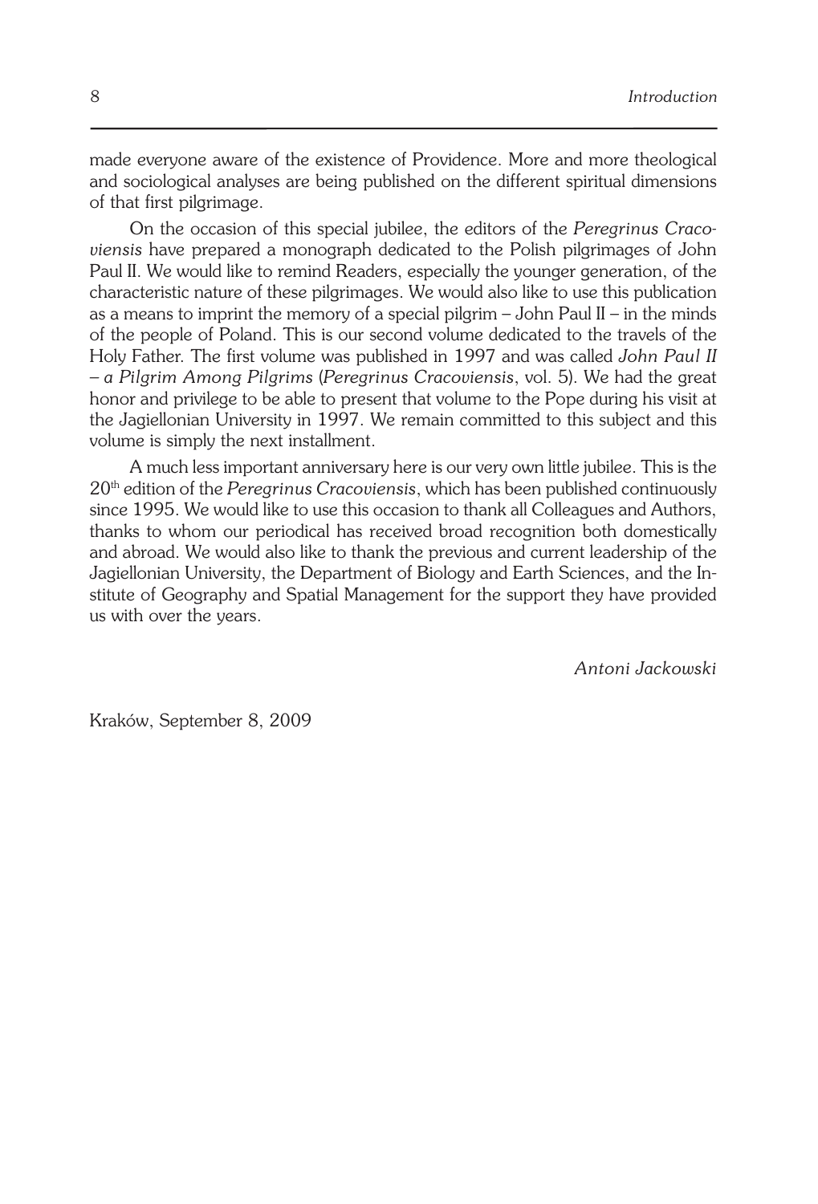made everyone aware of the existence of Providence. More and more theological and sociological analyses are being published on the different spiritual dimensions of that first pilgrimage.

On the occasion of this special jubilee, the editors of the *Peregrinus Cracoviensis* have prepared a monograph dedicated to the Polish pilgrimages of John Paul II. We would like to remind Readers, especially the younger generation, of the characteristic nature of these pilgrimages. We would also like to use this publication as a means to imprint the memory of a special pilgrim – John Paul II – in the minds of the people of Poland. This is our second volume dedicated to the travels of the Holy Father. The first volume was published in 1997 and was called *John Paul II – a Pilgrim Among Pilgrims* (*Peregrinus Cracoviensis*, vol. 5). We had the great honor and privilege to be able to present that volume to the Pope during his visit at the Jagiellonian University in 1997. We remain committed to this subject and this volume is simply the next installment.

A much less important anniversary here is our very own little jubilee. This is the $20^{th}$ edition of the *Peregrinus Cracoviensis*, which has been published continuously since 1995. We would like to use this occasion to thank all Colleagues and Authors, thanks to whom our periodical has received broad recognition both domestically and abroad. We would also like to thank the previous and current leadership of the Jagiellonian University, the Department of Biology and Earth Sciences, and the Institute of Geography and Spatial Management for the support they have provided us with over the years.

*Antoni Jackowski*

Kraków, September 8, 2009